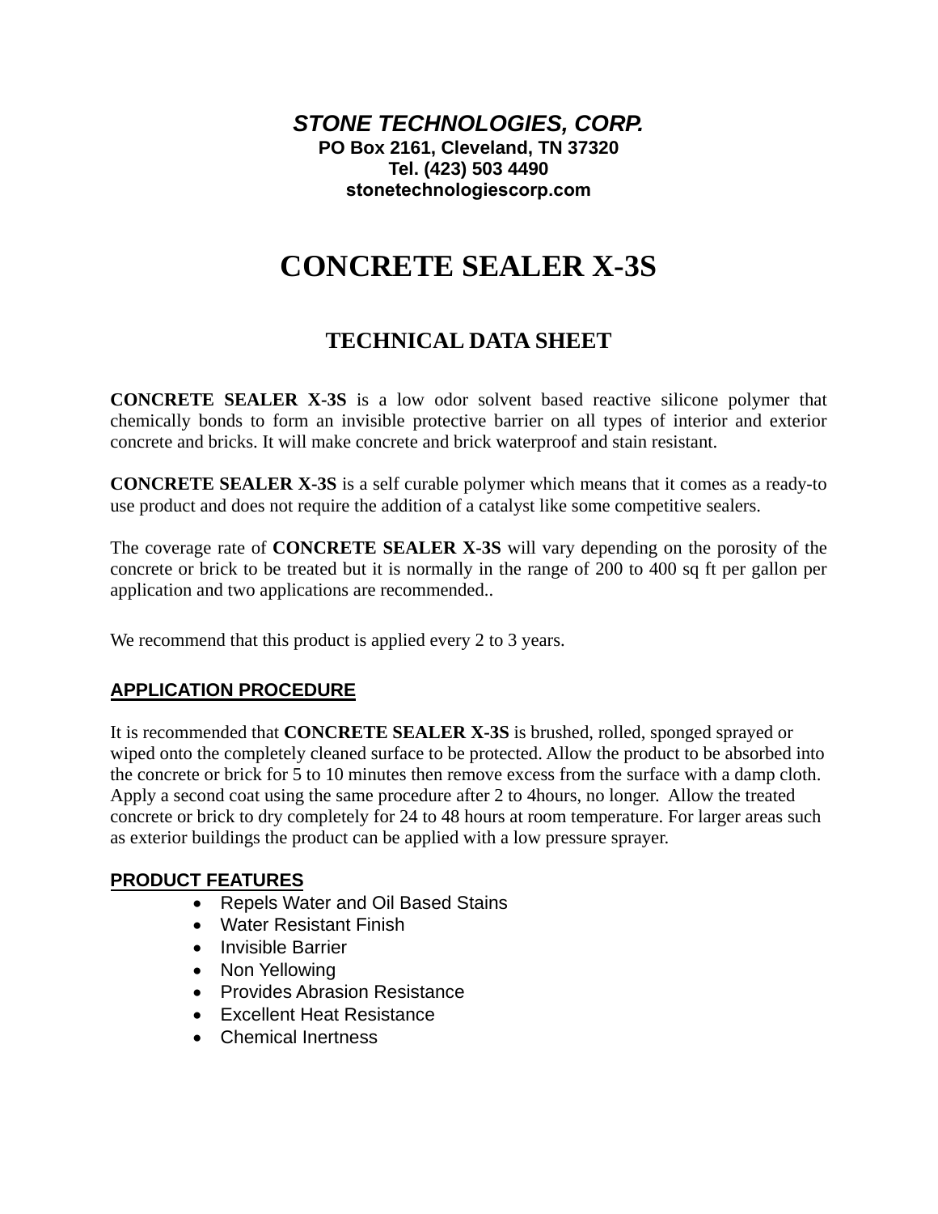***STONE TECHNOLOGIES, CORP.***
**PO Box 2161, Cleveland, TN 37320**
**Tel. (423) 503 4490**
**stonetechnologiescorp.com**

# CONCRETE SEALER X-3S

## TECHNICAL DATA SHEET

**CONCRETE SEALER X-3S** is a low odor solvent based reactive silicone polymer that chemically bonds to form an invisible protective barrier on all types of interior and exterior concrete and bricks. It will make concrete and brick waterproof and stain resistant.

**CONCRETE SEALER X-3S** is a self curable polymer which means that it comes as a ready-to use product and does not require the addition of a catalyst like some competitive sealers.

The coverage rate of **CONCRETE SEALER X-3S** will vary depending on the porosity of the concrete or brick to be treated but it is normally in the range of 200 to 400 sq ft per gallon per application and two applications are recommended..

We recommend that this product is applied every 2 to 3 years.

### APPLICATION PROCEDURE

It is recommended that **CONCRETE SEALER X-3S** is brushed, rolled, sponged sprayed or wiped onto the completely cleaned surface to be protected. Allow the product to be absorbed into the concrete or brick for 5 to 10 minutes then remove excess from the surface with a damp cloth. Apply a second coat using the same procedure after 2 to 4hours, no longer. Allow the treated concrete or brick to dry completely for 24 to 48 hours at room temperature. For larger areas such as exterior buildings the product can be applied with a low pressure sprayer.

### PRODUCT FEATURES

- Repels Water and Oil Based Stains
- Water Resistant Finish
- Invisible Barrier
- Non Yellowing
- Provides Abrasion Resistance
- Excellent Heat Resistance
- Chemical Inertness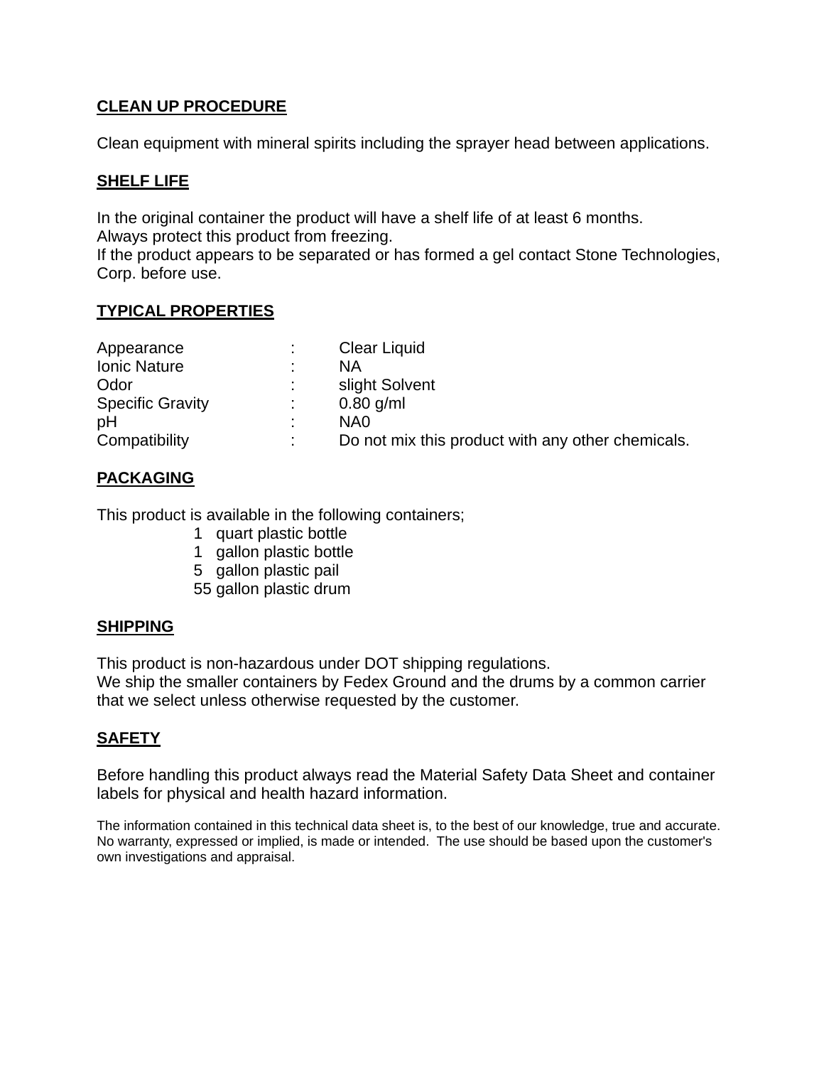## CLEAN UP PROCEDURE

Clean equipment with mineral spirits including the sprayer head between applications.

## SHELF LIFE

In the original container the product will have a shelf life of at least 6 months.
Always protect this product from freezing.
If the product appears to be separated or has formed a gel contact Stone Technologies, Corp. before use.

## TYPICAL PROPERTIES

| | | |
|---|---|---|
| Appearance | : | Clear Liquid |
| Ionic Nature | : | NA |
| Odor | : | slight Solvent |
| Specific Gravity | : | 0.80 g/ml |
| pH | : | NA0 |
| Compatibility | : | Do not mix this product with any other chemicals. |

## PACKAGING

This product is available in the following containers;

- 1 quart plastic bottle
- 1 gallon plastic bottle
- 5 gallon plastic pail
- 55 gallon plastic drum

## SHIPPING

This product is non-hazardous under DOT shipping regulations.
We ship the smaller containers by Fedex Ground and the drums by a common carrier that we select unless otherwise requested by the customer.

## SAFETY

Before handling this product always read the Material Safety Data Sheet and container labels for physical and health hazard information.

The information contained in this technical data sheet is, to the best of our knowledge, true and accurate. No warranty, expressed or implied, is made or intended. The use should be based upon the customer's own investigations and appraisal.